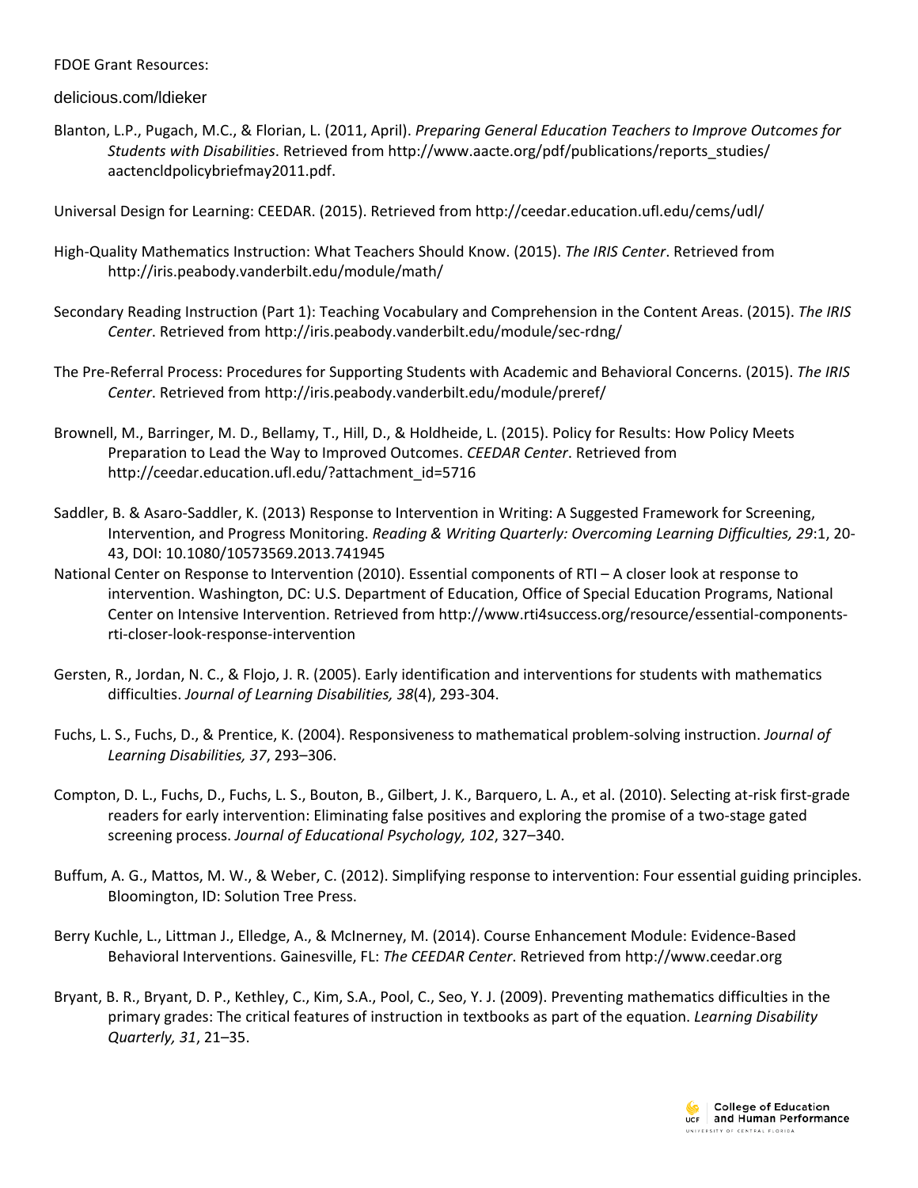FDOE Grant Resources:

delicious.com/ldieker

Blanton, L.P., Pugach, M.C., & Florian, L. (2011, April). *Preparing General Education Teachers to Improve Outcomes for Students with Disabilities*. Retrieved from http://www.aacte.org/pdf/publications/reports_studies/aactencldpolicybriefmay2011.pdf.

Universal Design for Learning: CEEDAR. (2015). Retrieved from http://ceedar.education.ufl.edu/cems/udl/

High-Quality Mathematics Instruction: What Teachers Should Know. (2015). *The IRIS Center*. Retrieved from http://iris.peabody.vanderbilt.edu/module/math/

Secondary Reading Instruction (Part 1): Teaching Vocabulary and Comprehension in the Content Areas. (2015). *The IRIS Center*. Retrieved from http://iris.peabody.vanderbilt.edu/module/sec-rdng/

The Pre-Referral Process: Procedures for Supporting Students with Academic and Behavioral Concerns. (2015). *The IRIS Center*. Retrieved from http://iris.peabody.vanderbilt.edu/module/preref/

Brownell, M., Barringer, M. D., Bellamy, T., Hill, D., & Holdheide, L. (2015). Policy for Results: How Policy Meets Preparation to Lead the Way to Improved Outcomes. *CEEDAR Center*. Retrieved from http://ceedar.education.ufl.edu/?attachment_id=5716

Saddler, B. & Asaro-Saddler, K. (2013) Response to Intervention in Writing: A Suggested Framework for Screening, Intervention, and Progress Monitoring. *Reading & Writing Quarterly: Overcoming Learning Difficulties, 29*:1, 20-43, DOI: 10.1080/10573569.2013.741945

National Center on Response to Intervention (2010). Essential components of RTI – A closer look at response to intervention. Washington, DC: U.S. Department of Education, Office of Special Education Programs, National Center on Intensive Intervention. Retrieved from http://www.rti4success.org/resource/essential-components-rti-closer-look-response-intervention

Gersten, R., Jordan, N. C., & Flojo, J. R. (2005). Early identification and interventions for students with mathematics difficulties. *Journal of Learning Disabilities, 38*(4), 293-304.

Fuchs, L. S., Fuchs, D., & Prentice, K. (2004). Responsiveness to mathematical problem-solving instruction. *Journal of Learning Disabilities, 37*, 293–306.

Compton, D. L., Fuchs, D., Fuchs, L. S., Bouton, B., Gilbert, J. K., Barquero, L. A., et al. (2010). Selecting at-risk first-grade readers for early intervention: Eliminating false positives and exploring the promise of a two-stage gated screening process. *Journal of Educational Psychology, 102*, 327–340.

Buffum, A. G., Mattos, M. W., & Weber, C. (2012). Simplifying response to intervention: Four essential guiding principles. Bloomington, ID: Solution Tree Press.

Berry Kuchle, L., Littman J., Elledge, A., & McInerney, M. (2014). Course Enhancement Module: Evidence-Based Behavioral Interventions. Gainesville, FL: *The CEEDAR Center*. Retrieved from http://www.ceedar.org

Bryant, B. R., Bryant, D. P., Kethley, C., Kim, S.A., Pool, C., Seo, Y. J. (2009). Preventing mathematics difficulties in the primary grades: The critical features of instruction in textbooks as part of the equation. *Learning Disability Quarterly, 31*, 21–35.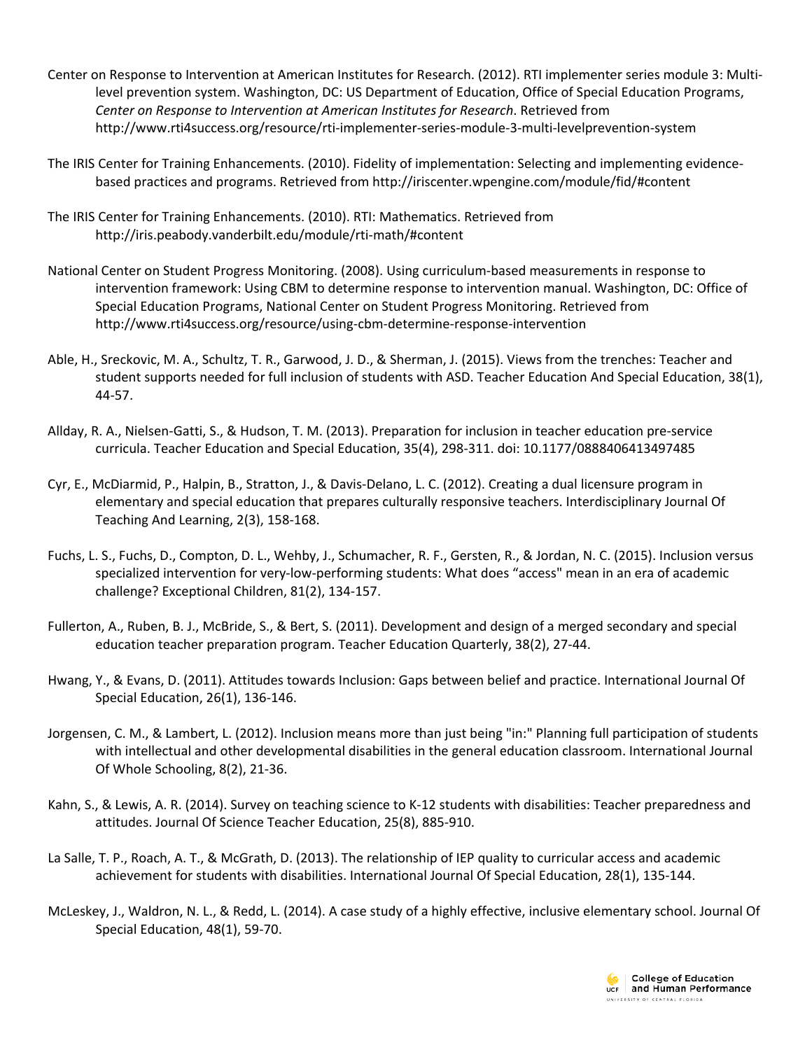Center on Response to Intervention at American Institutes for Research. (2012). RTI implementer series module 3: Multi-level prevention system. Washington, DC: US Department of Education, Office of Special Education Programs, *Center on Response to Intervention at American Institutes for Research*. Retrieved from http://www.rti4success.org/resource/rti-implementer-series-module-3-multi-levelprevention-system

The IRIS Center for Training Enhancements. (2010). Fidelity of implementation: Selecting and implementing evidence-based practices and programs. Retrieved from http://iriscenter.wpengine.com/module/fid/#content

The IRIS Center for Training Enhancements. (2010). RTI: Mathematics. Retrieved from http://iris.peabody.vanderbilt.edu/module/rti-math/#content

National Center on Student Progress Monitoring. (2008). Using curriculum-based measurements in response to intervention framework: Using CBM to determine response to intervention manual. Washington, DC: Office of Special Education Programs, National Center on Student Progress Monitoring. Retrieved from http://www.rti4success.org/resource/using-cbm-determine-response-intervention

Able, H., Sreckovic, M. A., Schultz, T. R., Garwood, J. D., & Sherman, J. (2015). Views from the trenches: Teacher and student supports needed for full inclusion of students with ASD. Teacher Education And Special Education, 38(1), 44-57.

Allday, R. A., Nielsen-Gatti, S., & Hudson, T. M. (2013). Preparation for inclusion in teacher education pre-service curricula. Teacher Education and Special Education, 35(4), 298-311. doi: 10.1177/0888406413497485

Cyr, E., McDiarmid, P., Halpin, B., Stratton, J., & Davis-Delano, L. C. (2012). Creating a dual licensure program in elementary and special education that prepares culturally responsive teachers. Interdisciplinary Journal Of Teaching And Learning, 2(3), 158-168.

Fuchs, L. S., Fuchs, D., Compton, D. L., Wehby, J., Schumacher, R. F., Gersten, R., & Jordan, N. C. (2015). Inclusion versus specialized intervention for very-low-performing students: What does "access" mean in an era of academic challenge? Exceptional Children, 81(2), 134-157.

Fullerton, A., Ruben, B. J., McBride, S., & Bert, S. (2011). Development and design of a merged secondary and special education teacher preparation program. Teacher Education Quarterly, 38(2), 27-44.

Hwang, Y., & Evans, D. (2011). Attitudes towards Inclusion: Gaps between belief and practice. International Journal Of Special Education, 26(1), 136-146.

Jorgensen, C. M., & Lambert, L. (2012). Inclusion means more than just being "in:" Planning full participation of students with intellectual and other developmental disabilities in the general education classroom. International Journal Of Whole Schooling, 8(2), 21-36.

Kahn, S., & Lewis, A. R. (2014). Survey on teaching science to K-12 students with disabilities: Teacher preparedness and attitudes. Journal Of Science Teacher Education, 25(8), 885-910.

La Salle, T. P., Roach, A. T., & McGrath, D. (2013). The relationship of IEP quality to curricular access and academic achievement for students with disabilities. International Journal Of Special Education, 28(1), 135-144.

McLeskey, J., Waldron, N. L., & Redd, L. (2014). A case study of a highly effective, inclusive elementary school. Journal Of Special Education, 48(1), 59-70.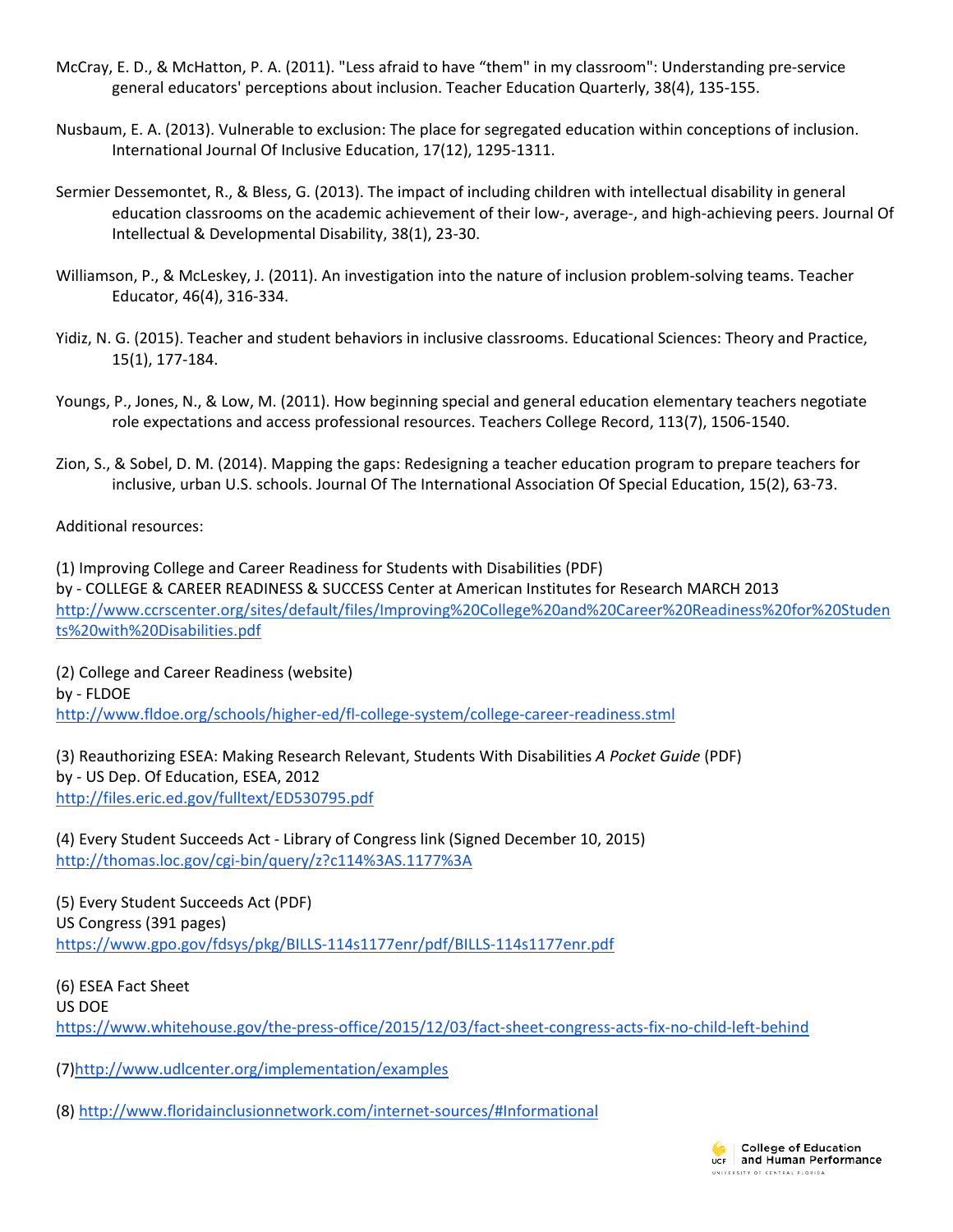McCray, E. D., & McHatton, P. A. (2011). "Less afraid to have "them" in my classroom": Understanding pre-service general educators' perceptions about inclusion. Teacher Education Quarterly, 38(4), 135-155.

Nusbaum, E. A. (2013). Vulnerable to exclusion: The place for segregated education within conceptions of inclusion. International Journal Of Inclusive Education, 17(12), 1295-1311.

Sermier Dessemontet, R., & Bless, G. (2013). The impact of including children with intellectual disability in general education classrooms on the academic achievement of their low-, average-, and high-achieving peers. Journal Of Intellectual & Developmental Disability, 38(1), 23-30.

Williamson, P., & McLeskey, J. (2011). An investigation into the nature of inclusion problem-solving teams. Teacher Educator, 46(4), 316-334.

Yidiz, N. G. (2015). Teacher and student behaviors in inclusive classrooms. Educational Sciences: Theory and Practice, 15(1), 177-184.

Youngs, P., Jones, N., & Low, M. (2011). How beginning special and general education elementary teachers negotiate role expectations and access professional resources. Teachers College Record, 113(7), 1506-1540.

Zion, S., & Sobel, D. M. (2014). Mapping the gaps: Redesigning a teacher education program to prepare teachers for inclusive, urban U.S. schools. Journal Of The International Association Of Special Education, 15(2), 63-73.

Additional resources:

(1) Improving College and Career Readiness for Students with Disabilities (PDF)
by - COLLEGE & CAREER READINESS & SUCCESS Center at American Institutes for Research MARCH 2013
http://www.ccrscenter.org/sites/default/files/Improving%20College%20and%20Career%20Readiness%20for%20Students%20with%20Disabilities.pdf

(2) College and Career Readiness (website)
by - FLDOE
http://www.fldoe.org/schools/higher-ed/fl-college-system/college-career-readiness.stml

(3) Reauthorizing ESEA: Making Research Relevant, Students With Disabilities *A Pocket Guide* (PDF)
by - US Dep. Of Education, ESEA, 2012
http://files.eric.ed.gov/fulltext/ED530795.pdf

(4) Every Student Succeeds Act - Library of Congress link (Signed December 10, 2015)
http://thomas.loc.gov/cgi-bin/query/z?c114%3AS.1177%3A

(5) Every Student Succeeds Act (PDF)
US Congress (391 pages)
https://www.gpo.gov/fdsys/pkg/BILLS-114s1177enr/pdf/BILLS-114s1177enr.pdf

(6) ESEA Fact Sheet
US DOE
https://www.whitehouse.gov/the-press-office/2015/12/03/fact-sheet-congress-acts-fix-no-child-left-behind

(7)http://www.udlcenter.org/implementation/examples

(8) http://www.floridainclusionnetwork.com/internet-sources/#Informational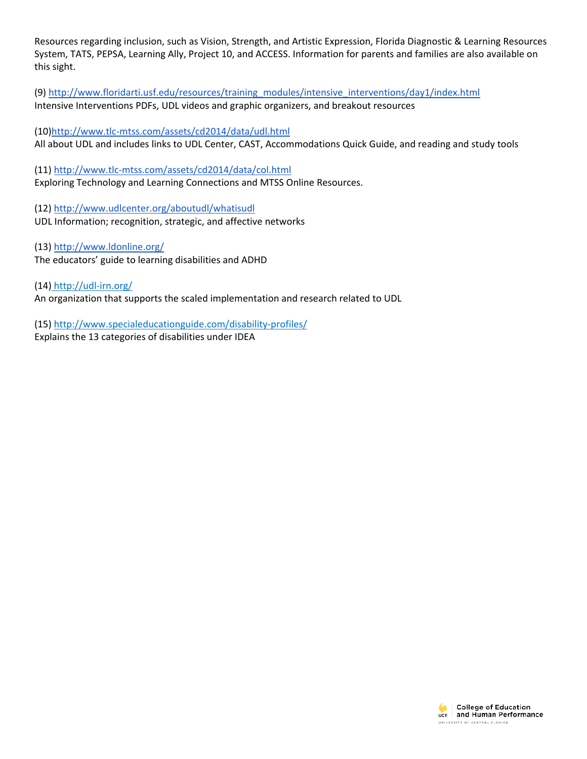Resources regarding inclusion, such as Vision, Strength, and Artistic Expression, Florida Diagnostic & Learning Resources System, TATS, PEPSA, Learning Ally, Project 10, and ACCESS. Information for parents and families are also available on this sight.

(9) http://www.floridarti.usf.edu/resources/training_modules/intensive_interventions/day1/index.html
Intensive Interventions PDFs, UDL videos and graphic organizers, and breakout resources

(10)http://www.tlc-mtss.com/assets/cd2014/data/udl.html
All about UDL and includes links to UDL Center, CAST, Accommodations Quick Guide, and reading and study tools

(11) http://www.tlc-mtss.com/assets/cd2014/data/col.html
Exploring Technology and Learning Connections and MTSS Online Resources.

(12) http://www.udlcenter.org/aboutudl/whatisudl
UDL Information; recognition, strategic, and affective networks

(13) http://www.ldonline.org/
The educators' guide to learning disabilities and ADHD

(14) http://udl-irn.org/
An organization that supports the scaled implementation and research related to UDL

(15) http://www.specialeducationguide.com/disability-profiles/
Explains the 13 categories of disabilities under IDEA